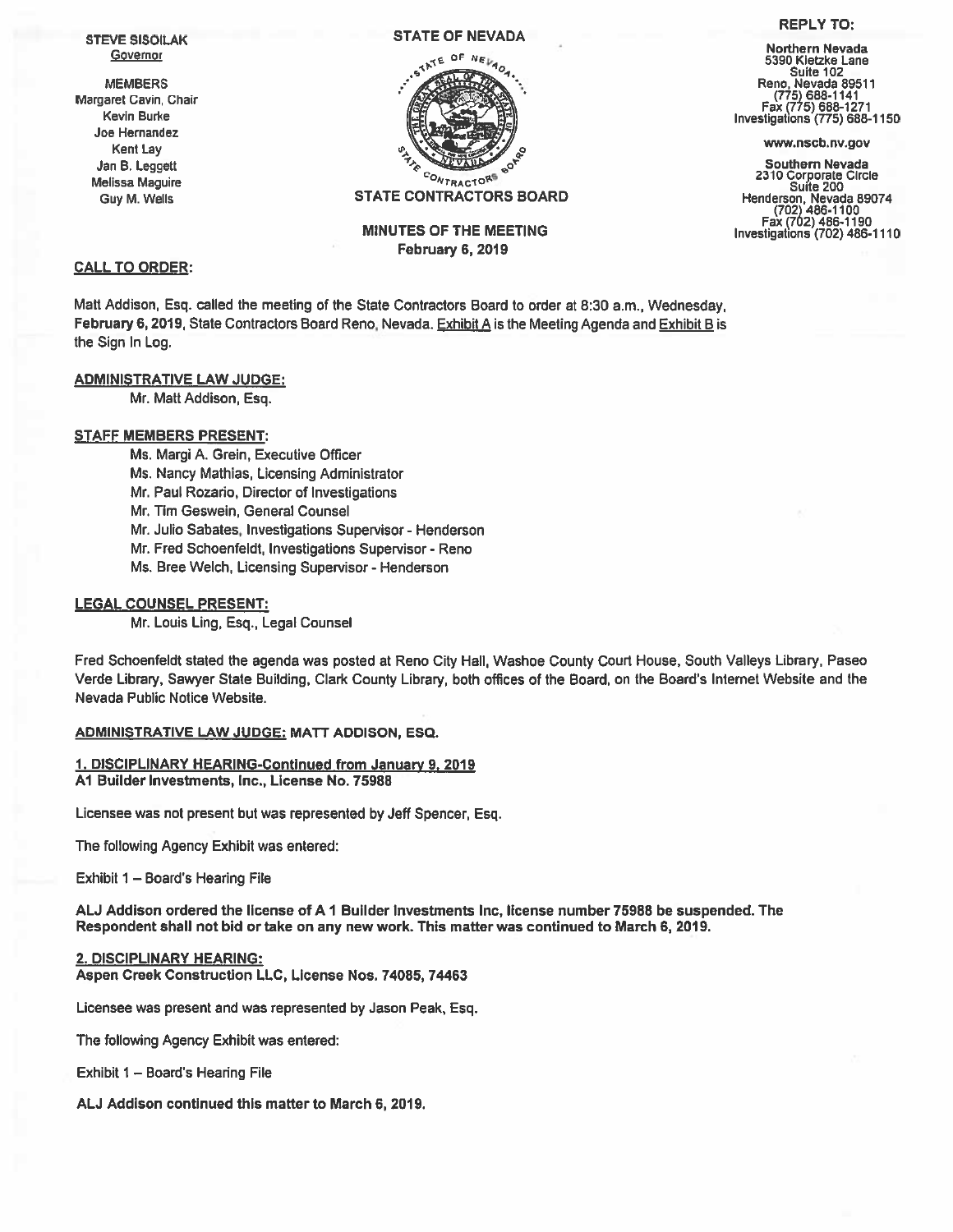**STEVE SISOLAK**
Governor

MEMBERS
Margaret Cavin, Chair
Kevin Burke
Joe Hernandez
Kent Lay
Jan B. Leggett
Melissa Maguire
Guy M. Wells

**STATE OF NEVADA**

**STATE CONTRACTORS BOARD**

**REPLY TO:**

**Northern Nevada**
5390 Kietzke Lane
Suite 102
Reno, Nevada 89511
(775) 688-1141
Fax (775) 688-1271
Investigations (775) 688-1150

www.nscb.nv.gov

**Southern Nevada**
2310 Corporate Circle
Suite 200
Henderson, Nevada 89074
(702) 486-1100
Fax (702) 486-1190
Investigations (702) 486-1110

**MINUTES OF THE MEETING**
**February 6, 2019**

**CALL TO ORDER:**

Matt Addison, Esq. called the meeting of the State Contractors Board to order at 8:30 a.m., Wednesday, **February 6, 2019**, State Contractors Board Reno, Nevada. Exhibit A is the Meeting Agenda and Exhibit B is the Sign In Log.

**ADMINISTRATIVE LAW JUDGE:**

Mr. Matt Addison, Esq.

**STAFF MEMBERS PRESENT:**

Ms. Margi A. Grein, Executive Officer
Ms. Nancy Mathias, Licensing Administrator
Mr. Paul Rozario, Director of Investigations
Mr. Tim Geswein, General Counsel
Mr. Julio Sabates, Investigations Supervisor - Henderson
Mr. Fred Schoenfeldt, Investigations Supervisor - Reno
Ms. Bree Welch, Licensing Supervisor - Henderson

**LEGAL COUNSEL PRESENT:**

Mr. Louis Ling, Esq., Legal Counsel

Fred Schoenfeldt stated the agenda was posted at Reno City Hall, Washoe County Court House, South Valleys Library, Paseo Verde Library, Sawyer State Building, Clark County Library, both offices of the Board, on the Board's Internet Website and the Nevada Public Notice Website.

**ADMINISTRATIVE LAW JUDGE: MATT ADDISON, ESQ.**

**1. DISCIPLINARY HEARING-Continued from January 9, 2019**
**A1 Builder Investments, Inc., License No. 75988**

Licensee was not present but was represented by Jeff Spencer, Esq.

The following Agency Exhibit was entered:

Exhibit 1 – Board's Hearing File

**ALJ Addison ordered the license of A 1 Builder Investments Inc, license number 75988 be suspended. The Respondent shall not bid or take on any new work. This matter was continued to March 6, 2019.**

**2. DISCIPLINARY HEARING:**
**Aspen Creek Construction LLC, License Nos. 74085, 74463**

Licensee was present and was represented by Jason Peak, Esq.

The following Agency Exhibit was entered:

Exhibit 1 – Board's Hearing File

**ALJ Addison continued this matter to March 6, 2019.**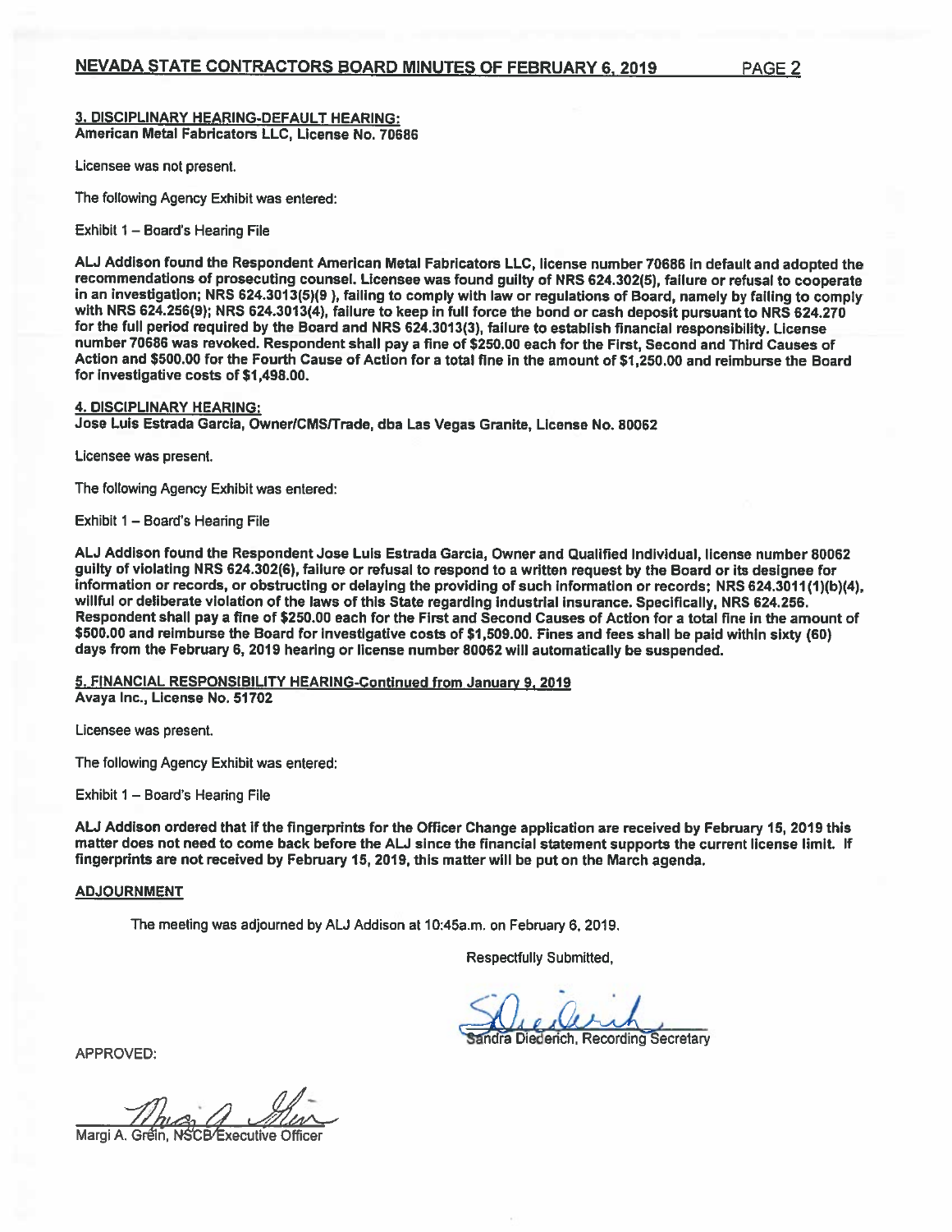### 3. DISCIPLINARY HEARING-DEFAULT HEARING:
**American Metal Fabricators LLC, License No. 70686**

Licensee was not present.

The following Agency Exhibit was entered:

Exhibit 1 – Board's Hearing File

**ALJ Addison found the Respondent American Metal Fabricators LLC, license number 70686 in default and adopted the recommendations of prosecuting counsel. Licensee was found guilty of NRS 624.302(5), failure or refusal to cooperate in an investigation; NRS 624.3013(5)(9 ), failing to comply with law or regulations of Board, namely by failing to comply with NRS 624.256(9); NRS 624.3013(4), failure to keep in full force the bond or cash deposit pursuant to NRS 624.270 for the full period required by the Board and NRS 624.3013(3), failure to establish financial responsibility. License number 70686 was revoked. Respondent shall pay a fine of $250.00 each for the First, Second and Third Causes of Action and $500.00 for the Fourth Cause of Action for a total fine in the amount of $1,250.00 and reimburse the Board for investigative costs of $1,498.00.**

### 4. DISCIPLINARY HEARING:
**Jose Luis Estrada Garcia, Owner/CMS/Trade, dba Las Vegas Granite, License No. 80062**

Licensee was present.

The following Agency Exhibit was entered:

Exhibit 1 – Board's Hearing File

**ALJ Addison found the Respondent Jose Luis Estrada Garcia, Owner and Qualified Individual, license number 80062 guilty of violating NRS 624.302(6), failure or refusal to respond to a written request by the Board or its designee for information or records, or obstructing or delaying the providing of such information or records; NRS 624.3011(1)(b)(4), willful or deliberate violation of the laws of this State regarding industrial insurance. Specifically, NRS 624.256. Respondent shall pay a fine of $250.00 each for the First and Second Causes of Action for a total fine in the amount of $500.00 and reimburse the Board for investigative costs of $1,509.00. Fines and fees shall be paid within sixty (60) days from the February 6, 2019 hearing or license number 80062 will automatically be suspended.**

### 5. FINANCIAL RESPONSIBILITY HEARING-Continued from January 9, 2019
**Avaya Inc., License No. 51702**

Licensee was present.

The following Agency Exhibit was entered:

Exhibit 1 – Board's Hearing File

**ALJ Addison ordered that if the fingerprints for the Officer Change application are received by February 15, 2019 this matter does not need to come back before the ALJ since the financial statement supports the current license limit. If fingerprints are not received by February 15, 2019, this matter will be put on the March agenda.**

### ADJOURNMENT

The meeting was adjourned by ALJ Addison at 10:45a.m. on February 6, 2019.

Respectfully Submitted,

Sandra Diederich, Recording Secretary

APPROVED:

Margi A. Grein, NSCB Executive Officer